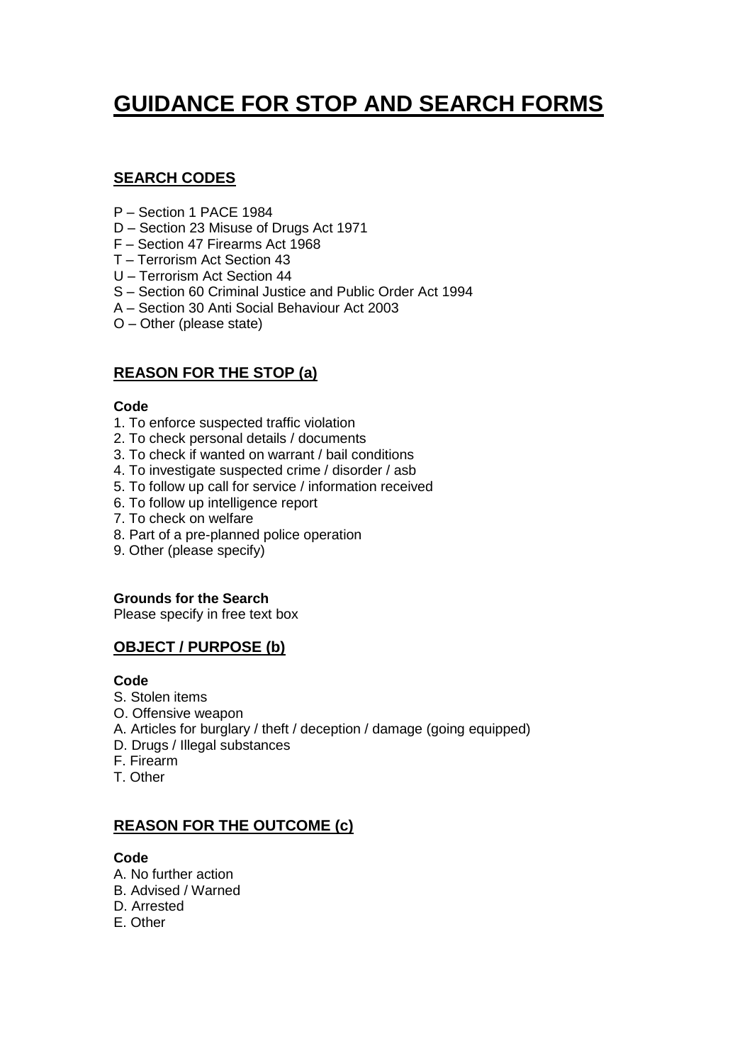# GUIDANCE FOR STOP AND SEARCH FORMS

## SEARCH CODES

P – Section 1 PACE 1984
D – Section 23 Misuse of Drugs Act 1971
F – Section 47 Firearms Act 1968
T – Terrorism Act Section 43
U – Terrorism Act Section 44
S – Section 60 Criminal Justice and Public Order Act 1994
A – Section 30 Anti Social Behaviour Act 2003
O – Other (please state)

## REASON FOR THE STOP (a)

**Code**

1. To enforce suspected traffic violation
2. To check personal details / documents
3. To check if wanted on warrant / bail conditions
4. To investigate suspected crime / disorder / asb
5. To follow up call for service / information received
6. To follow up intelligence report
7. To check on welfare
8. Part of a pre-planned police operation
9. Other (please specify)

**Grounds for the Search**
Please specify in free text box

## OBJECT / PURPOSE (b)

**Code**

S. Stolen items
O. Offensive weapon
A. Articles for burglary / theft / deception / damage (going equipped)
D. Drugs / Illegal substances
F. Firearm
T. Other

## REASON FOR THE OUTCOME (c)

**Code**

A. No further action
B. Advised / Warned
D. Arrested
E. Other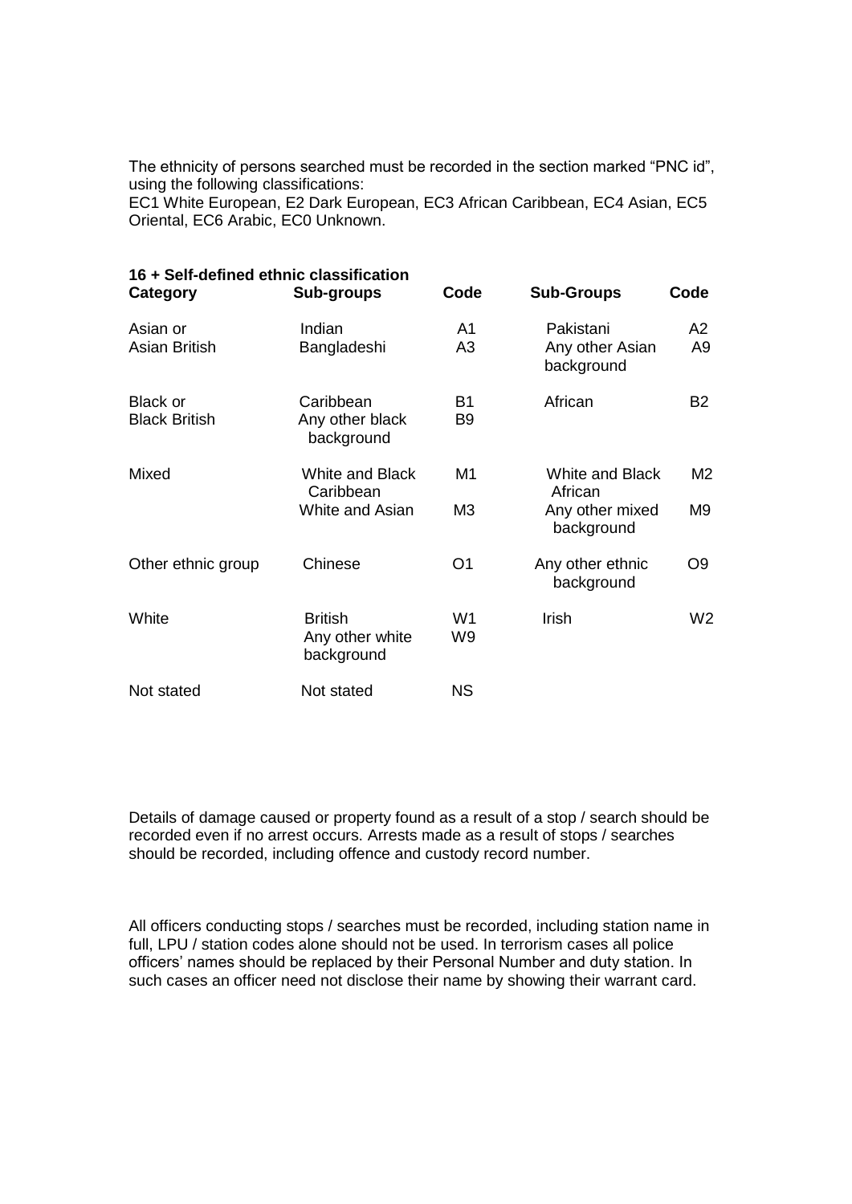The ethnicity of persons searched must be recorded in the section marked "PNC id", using the following classifications:
EC1 White European, E2 Dark European, EC3 African Caribbean, EC4 Asian, EC5 Oriental, EC6 Arabic, EC0 Unknown.

**16 + Self-defined ethnic classification**

| Category | Sub-groups | Code | Sub-Groups | Code |
|---|---|---|---|---|
| Asian or Asian British | Indian | A1 | Pakistani | A2 |
| | Bangladeshi | A3 | Any other Asian background | A9 |
| Black or Black British | Caribbean | B1 | African | B2 |
| | Any other black background | B9 | | |
| Mixed | White and Black Caribbean | M1 | White and Black African | M2 |
| | White and Asian | M3 | Any other mixed background | M9 |
| Other ethnic group | Chinese | O1 | Any other ethnic background | O9 |
| White | British | W1 | Irish | W2 |
| | Any other white background | W9 | | |
| Not stated | Not stated | NS | | |

Details of damage caused or property found as a result of a stop / search should be recorded even if no arrest occurs. Arrests made as a result of stops / searches should be recorded, including offence and custody record number.

All officers conducting stops / searches must be recorded, including station name in full, LPU / station codes alone should not be used. In terrorism cases all police officers' names should be replaced by their Personal Number and duty station. In such cases an officer need not disclose their name by showing their warrant card.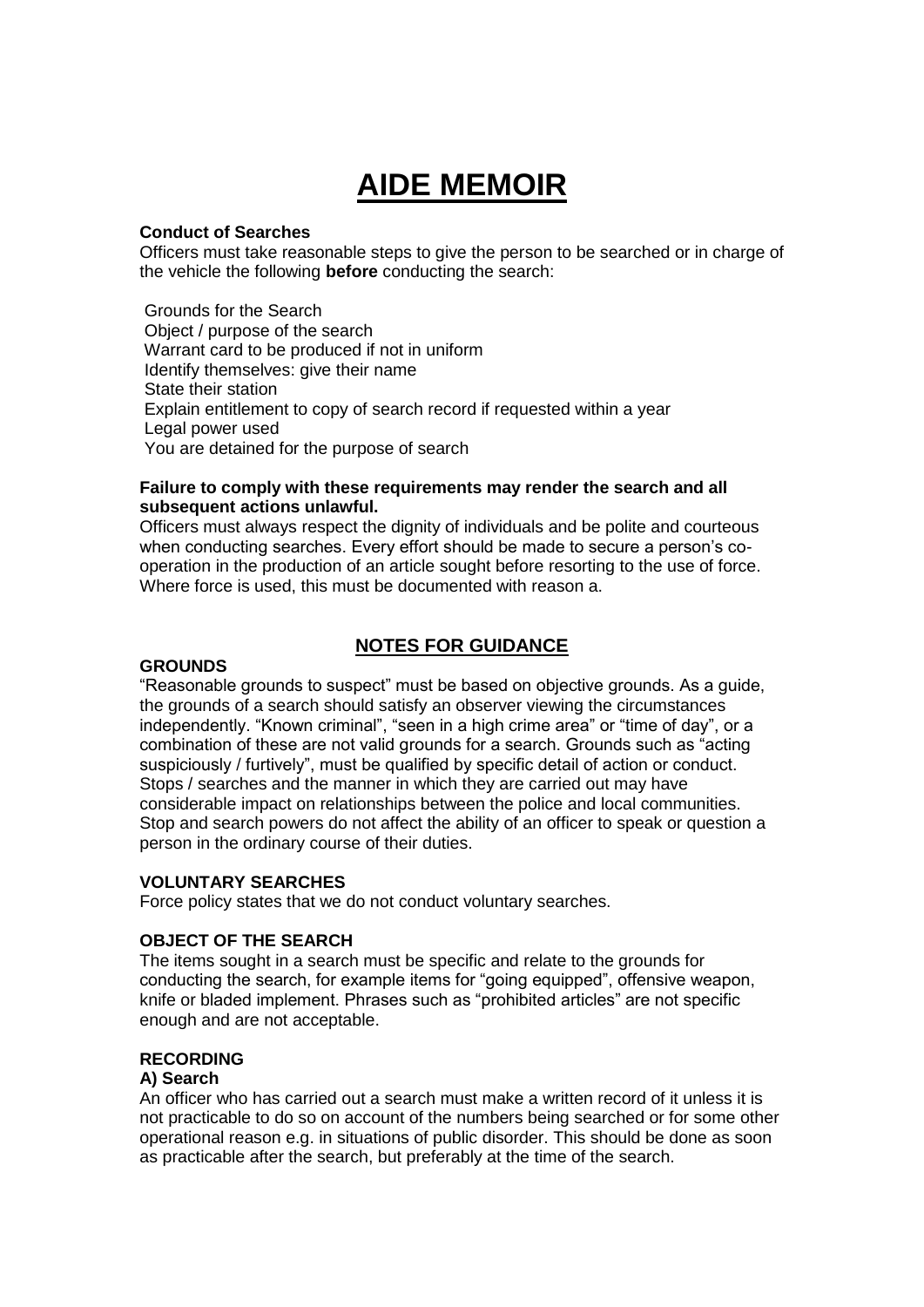# AIDE MEMOIR

**Conduct of Searches**

Officers must take reasonable steps to give the person to be searched or in charge of the vehicle the following **before** conducting the search:

Grounds for the Search
Object / purpose of the search
Warrant card to be produced if not in uniform
Identify themselves: give their name
State their station
Explain entitlement to copy of search record if requested within a year
Legal power used
You are detained for the purpose of search

**Failure to comply with these requirements may render the search and all subsequent actions unlawful.**

Officers must always respect the dignity of individuals and be polite and courteous when conducting searches. Every effort should be made to secure a person's co-operation in the production of an article sought before resorting to the use of force. Where force is used, this must be documented with reason a.

## NOTES FOR GUIDANCE

**GROUNDS**

"Reasonable grounds to suspect" must be based on objective grounds. As a guide, the grounds of a search should satisfy an observer viewing the circumstances independently. "Known criminal", "seen in a high crime area" or "time of day", or a combination of these are not valid grounds for a search. Grounds such as "acting suspiciously / furtively", must be qualified by specific detail of action or conduct. Stops / searches and the manner in which they are carried out may have considerable impact on relationships between the police and local communities. Stop and search powers do not affect the ability of an officer to speak or question a person in the ordinary course of their duties.

**VOLUNTARY SEARCHES**

Force policy states that we do not conduct voluntary searches.

**OBJECT OF THE SEARCH**

The items sought in a search must be specific and relate to the grounds for conducting the search, for example items for "going equipped", offensive weapon, knife or bladed implement. Phrases such as "prohibited articles" are not specific enough and are not acceptable.

**RECORDING**

**A) Search**

An officer who has carried out a search must make a written record of it unless it is not practicable to do so on account of the numbers being searched or for some other operational reason e.g. in situations of public disorder. This should be done as soon as practicable after the search, but preferably at the time of the search.